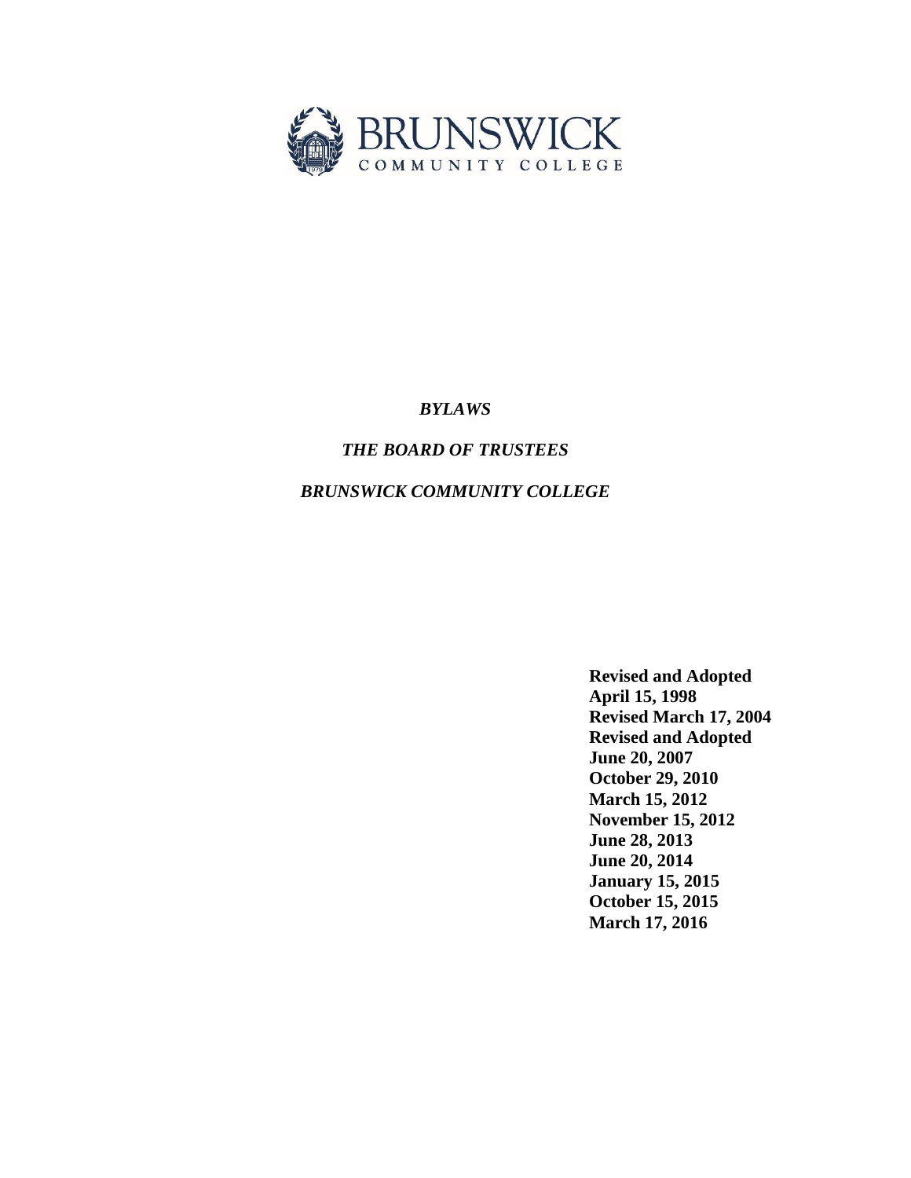BRUNSWICK
COMMUNITY COLLEGE

# *BYLAWS*

## *THE BOARD OF TRUSTEES*

## *BRUNSWICK COMMUNITY COLLEGE*

**Revised and Adopted**
**April 15, 1998**
**Revised March 17, 2004**
**Revised and Adopted**
**June 20, 2007**
**October 29, 2010**
**March 15, 2012**
**November 15, 2012**
**June 28, 2013**
**June 20, 2014**
**January 15, 2015**
**October 15, 2015**
**March 17, 2016**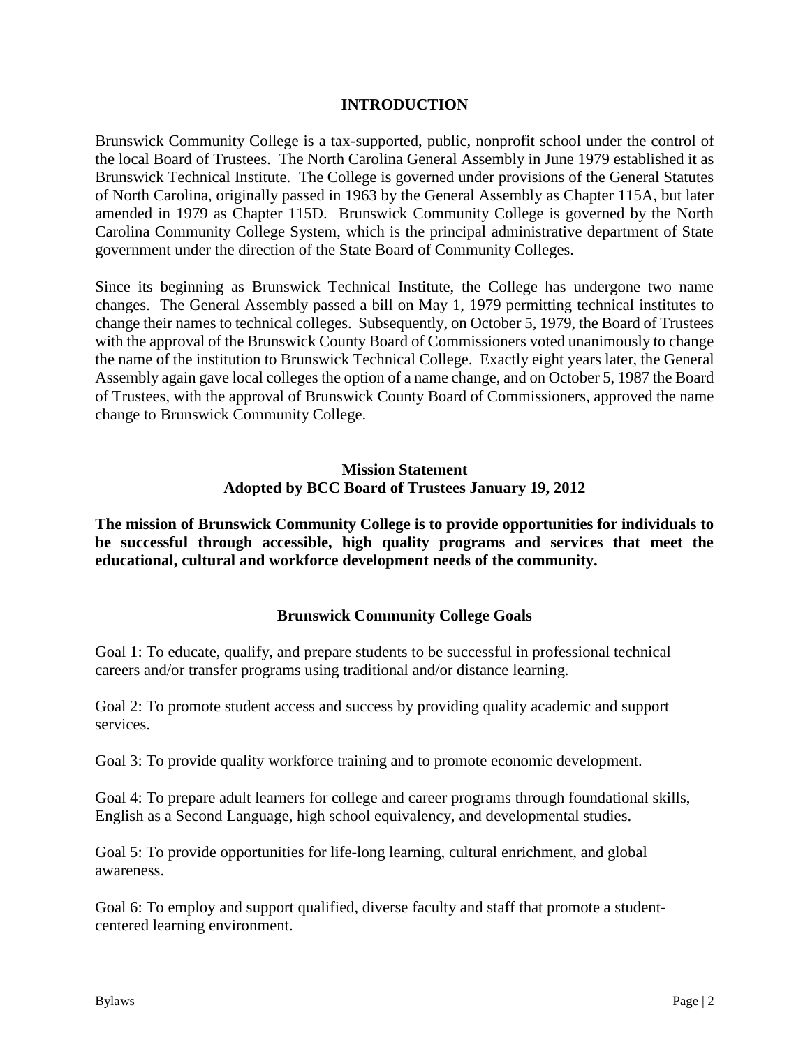# INTRODUCTION

Brunswick Community College is a tax-supported, public, nonprofit school under the control of the local Board of Trustees. The North Carolina General Assembly in June 1979 established it as Brunswick Technical Institute. The College is governed under provisions of the General Statutes of North Carolina, originally passed in 1963 by the General Assembly as Chapter 115A, but later amended in 1979 as Chapter 115D. Brunswick Community College is governed by the North Carolina Community College System, which is the principal administrative department of State government under the direction of the State Board of Community Colleges.

Since its beginning as Brunswick Technical Institute, the College has undergone two name changes. The General Assembly passed a bill on May 1, 1979 permitting technical institutes to change their names to technical colleges. Subsequently, on October 5, 1979, the Board of Trustees with the approval of the Brunswick County Board of Commissioners voted unanimously to change the name of the institution to Brunswick Technical College. Exactly eight years later, the General Assembly again gave local colleges the option of a name change, and on October 5, 1987 the Board of Trustees, with the approval of Brunswick County Board of Commissioners, approved the name change to Brunswick Community College.

## Mission Statement
## Adopted by BCC Board of Trustees January 19, 2012

**The mission of Brunswick Community College is to provide opportunities for individuals to be successful through accessible, high quality programs and services that meet the educational, cultural and workforce development needs of the community.**

## Brunswick Community College Goals

Goal 1: To educate, qualify, and prepare students to be successful in professional technical careers and/or transfer programs using traditional and/or distance learning.

Goal 2: To promote student access and success by providing quality academic and support services.

Goal 3: To provide quality workforce training and to promote economic development.

Goal 4: To prepare adult learners for college and career programs through foundational skills, English as a Second Language, high school equivalency, and developmental studies.

Goal 5: To provide opportunities for life-long learning, cultural enrichment, and global awareness.

Goal 6: To employ and support qualified, diverse faculty and staff that promote a student-centered learning environment.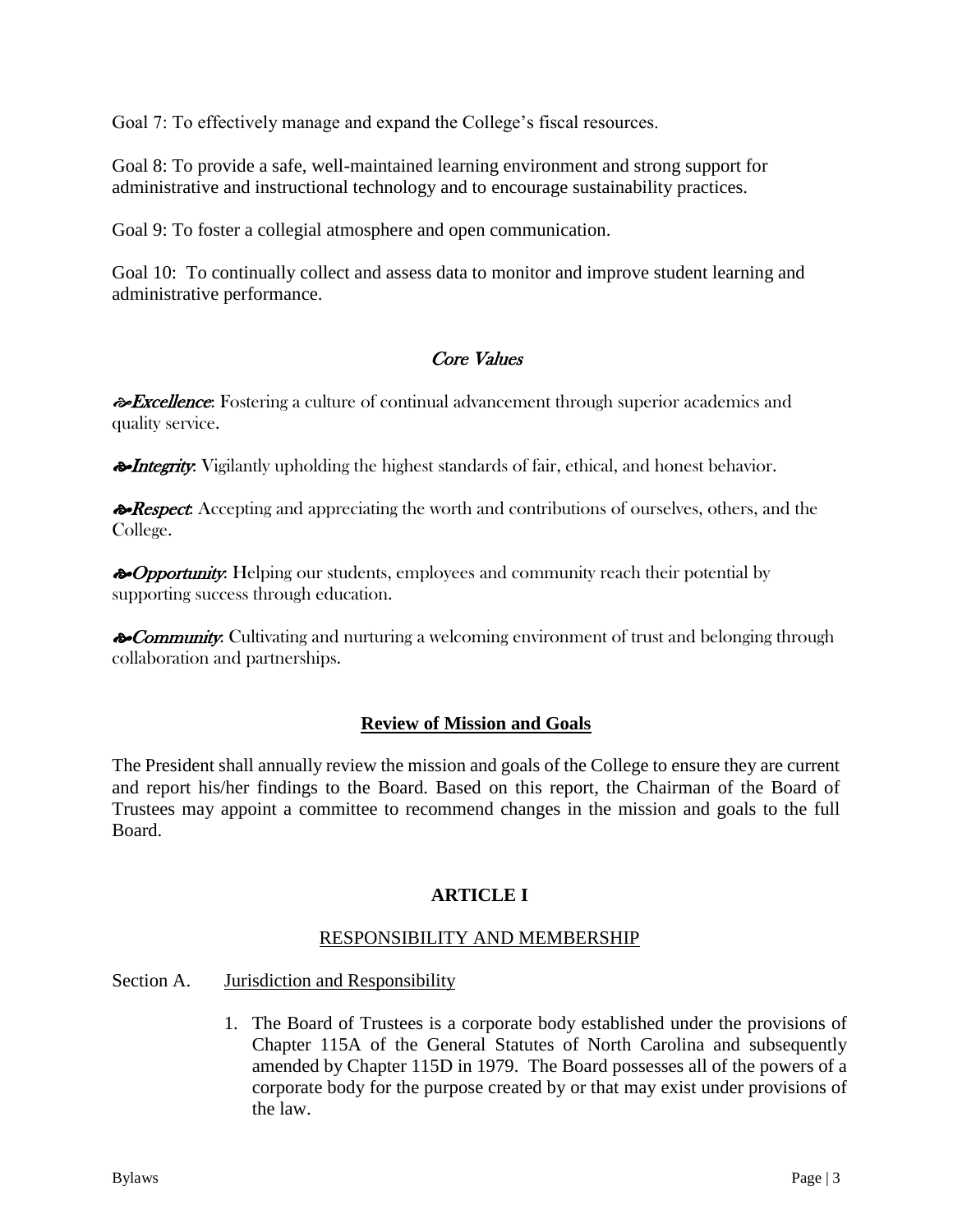Goal 7: To effectively manage and expand the College's fiscal resources.

Goal 8: To provide a safe, well-maintained learning environment and strong support for administrative and instructional technology and to encourage sustainability practices.

Goal 9: To foster a collegial atmosphere and open communication.

Goal 10: To continually collect and assess data to monitor and improve student learning and administrative performance.

## *Core Values*

☙***Excellence***: Fostering a culture of continual advancement through superior academics and quality service.

☙***Integrity***: Vigilantly upholding the highest standards of fair, ethical, and honest behavior.

☙***Respect***: Accepting and appreciating the worth and contributions of ourselves, others, and the College.

☙***Opportunity***: Helping our students, employees and community reach their potential by supporting success through education.

☙***Community***: Cultivating and nurturing a welcoming environment of trust and belonging through collaboration and partnerships.

## **Review of Mission and Goals**

The President shall annually review the mission and goals of the College to ensure they are current and report his/her findings to the Board. Based on this report, the Chairman of the Board of Trustees may appoint a committee to recommend changes in the mission and goals to the full Board.

# ARTICLE I

## RESPONSIBILITY AND MEMBERSHIP

Section A. Jurisdiction and Responsibility

1. The Board of Trustees is a corporate body established under the provisions of Chapter 115A of the General Statutes of North Carolina and subsequently amended by Chapter 115D in 1979. The Board possesses all of the powers of a corporate body for the purpose created by or that may exist under provisions of the law.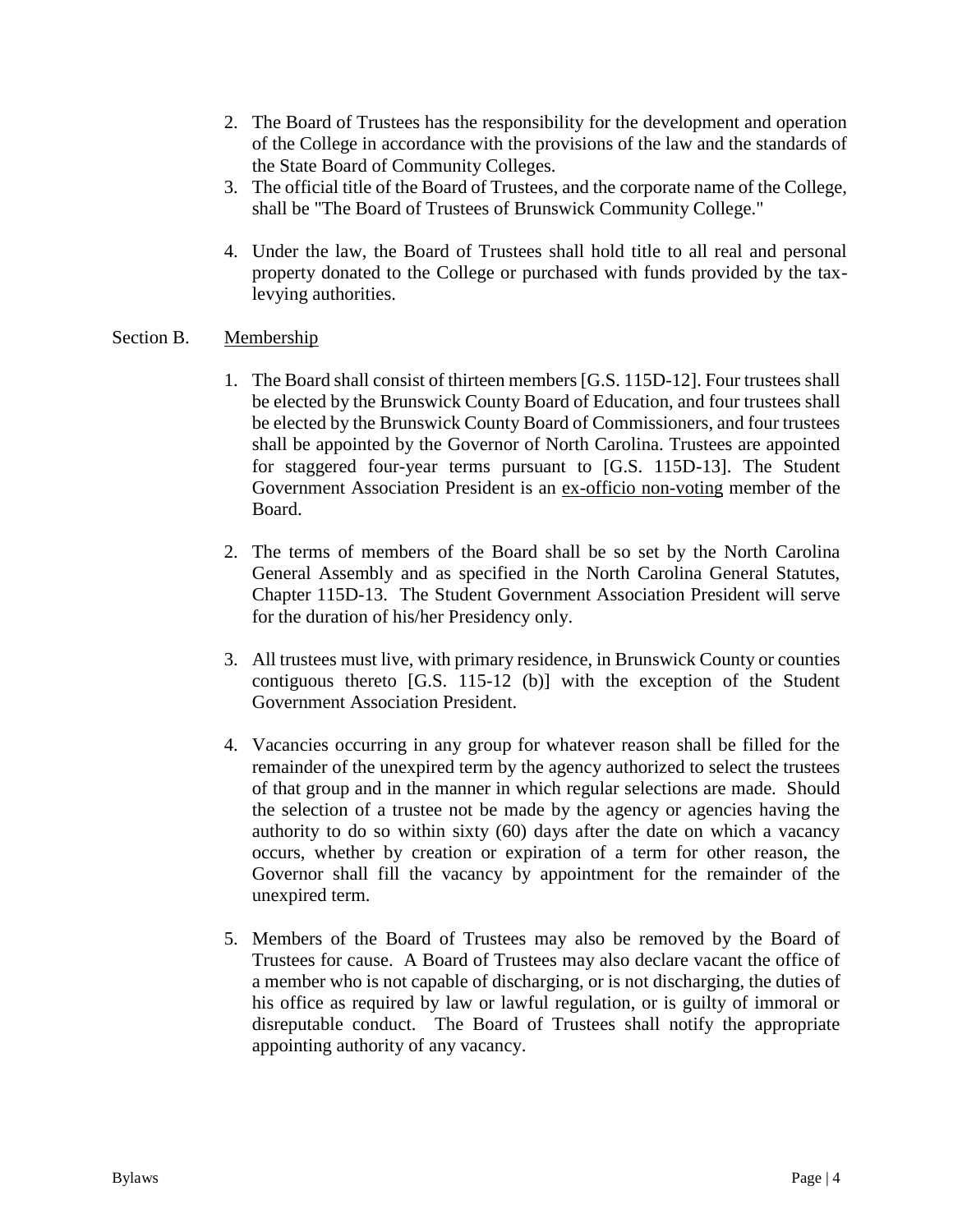2. The Board of Trustees has the responsibility for the development and operation of the College in accordance with the provisions of the law and the standards of the State Board of Community Colleges.
3. The official title of the Board of Trustees, and the corporate name of the College, shall be "The Board of Trustees of Brunswick Community College."
4. Under the law, the Board of Trustees shall hold title to all real and personal property donated to the College or purchased with funds provided by the tax-levying authorities.

Section B. Membership

1. The Board shall consist of thirteen members [G.S. 115D-12]. Four trustees shall be elected by the Brunswick County Board of Education, and four trustees shall be elected by the Brunswick County Board of Commissioners, and four trustees shall be appointed by the Governor of North Carolina. Trustees are appointed for staggered four-year terms pursuant to [G.S. 115D-13]. The Student Government Association President is an ex-officio non-voting member of the Board.

2. The terms of members of the Board shall be so set by the North Carolina General Assembly and as specified in the North Carolina General Statutes, Chapter 115D-13. The Student Government Association President will serve for the duration of his/her Presidency only.

3. All trustees must live, with primary residence, in Brunswick County or counties contiguous thereto [G.S. 115-12 (b)] with the exception of the Student Government Association President.

4. Vacancies occurring in any group for whatever reason shall be filled for the remainder of the unexpired term by the agency authorized to select the trustees of that group and in the manner in which regular selections are made. Should the selection of a trustee not be made by the agency or agencies having the authority to do so within sixty (60) days after the date on which a vacancy occurs, whether by creation or expiration of a term for other reason, the Governor shall fill the vacancy by appointment for the remainder of the unexpired term.

5. Members of the Board of Trustees may also be removed by the Board of Trustees for cause. A Board of Trustees may also declare vacant the office of a member who is not capable of discharging, or is not discharging, the duties of his office as required by law or lawful regulation, or is guilty of immoral or disreputable conduct. The Board of Trustees shall notify the appropriate appointing authority of any vacancy.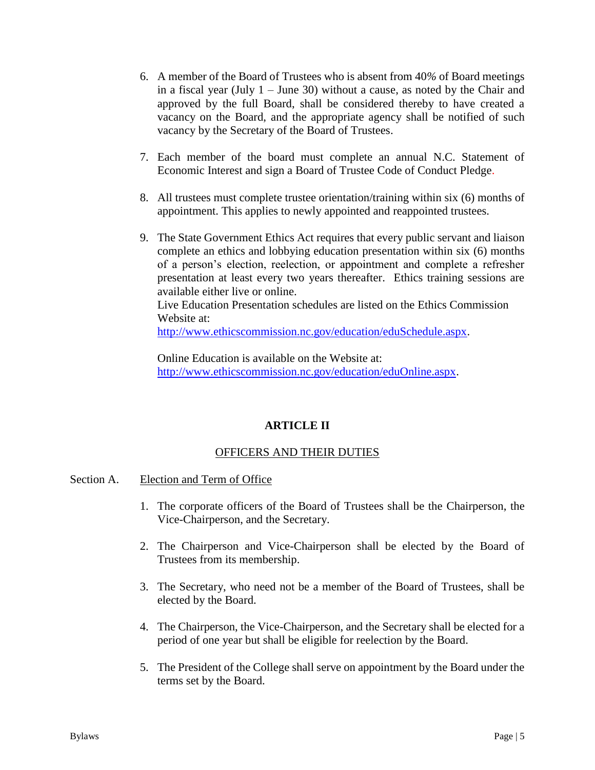6. A member of the Board of Trustees who is absent from 40% of Board meetings in a fiscal year (July 1 – June 30) without a cause, as noted by the Chair and approved by the full Board, shall be considered thereby to have created a vacancy on the Board, and the appropriate agency shall be notified of such vacancy by the Secretary of the Board of Trustees.

7. Each member of the board must complete an annual N.C. Statement of Economic Interest and sign a Board of Trustee Code of Conduct Pledge.

8. All trustees must complete trustee orientation/training within six (6) months of appointment. This applies to newly appointed and reappointed trustees.

9. The State Government Ethics Act requires that every public servant and liaison complete an ethics and lobbying education presentation within six (6) months of a person's election, reelection, or appointment and complete a refresher presentation at least every two years thereafter. Ethics training sessions are available either live or online.
   Live Education Presentation schedules are listed on the Ethics Commission Website at:
   http://www.ethicscommission.nc.gov/education/eduSchedule.aspx.

   Online Education is available on the Website at:
   http://www.ethicscommission.nc.gov/education/eduOnline.aspx.

## ARTICLE II

### OFFICERS AND THEIR DUTIES

Section A. Election and Term of Office

1. The corporate officers of the Board of Trustees shall be the Chairperson, the Vice-Chairperson, and the Secretary.

2. The Chairperson and Vice-Chairperson shall be elected by the Board of Trustees from its membership.

3. The Secretary, who need not be a member of the Board of Trustees, shall be elected by the Board.

4. The Chairperson, the Vice-Chairperson, and the Secretary shall be elected for a period of one year but shall be eligible for reelection by the Board.

5. The President of the College shall serve on appointment by the Board under the terms set by the Board.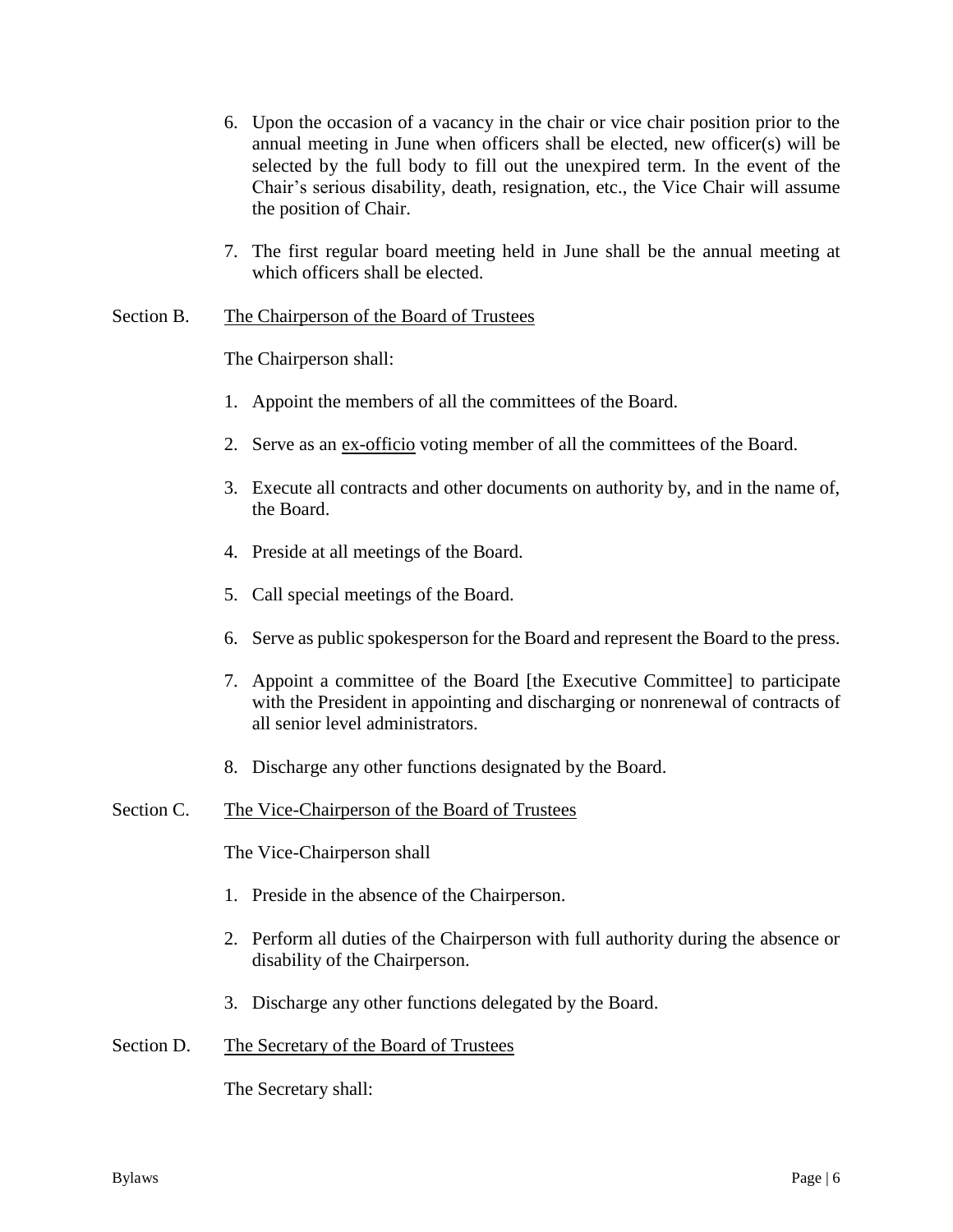6. Upon the occasion of a vacancy in the chair or vice chair position prior to the annual meeting in June when officers shall be elected, new officer(s) will be selected by the full body to fill out the unexpired term. In the event of the Chair's serious disability, death, resignation, etc., the Vice Chair will assume the position of Chair.

7. The first regular board meeting held in June shall be the annual meeting at which officers shall be elected.

Section B. The Chairperson of the Board of Trustees

The Chairperson shall:

1. Appoint the members of all the committees of the Board.

2. Serve as an ex-officio voting member of all the committees of the Board.

3. Execute all contracts and other documents on authority by, and in the name of, the Board.

4. Preside at all meetings of the Board.

5. Call special meetings of the Board.

6. Serve as public spokesperson for the Board and represent the Board to the press.

7. Appoint a committee of the Board [the Executive Committee] to participate with the President in appointing and discharging or nonrenewal of contracts of all senior level administrators.

8. Discharge any other functions designated by the Board.

Section C. The Vice-Chairperson of the Board of Trustees

The Vice-Chairperson shall

1. Preside in the absence of the Chairperson.

2. Perform all duties of the Chairperson with full authority during the absence or disability of the Chairperson.

3. Discharge any other functions delegated by the Board.

Section D. The Secretary of the Board of Trustees

The Secretary shall: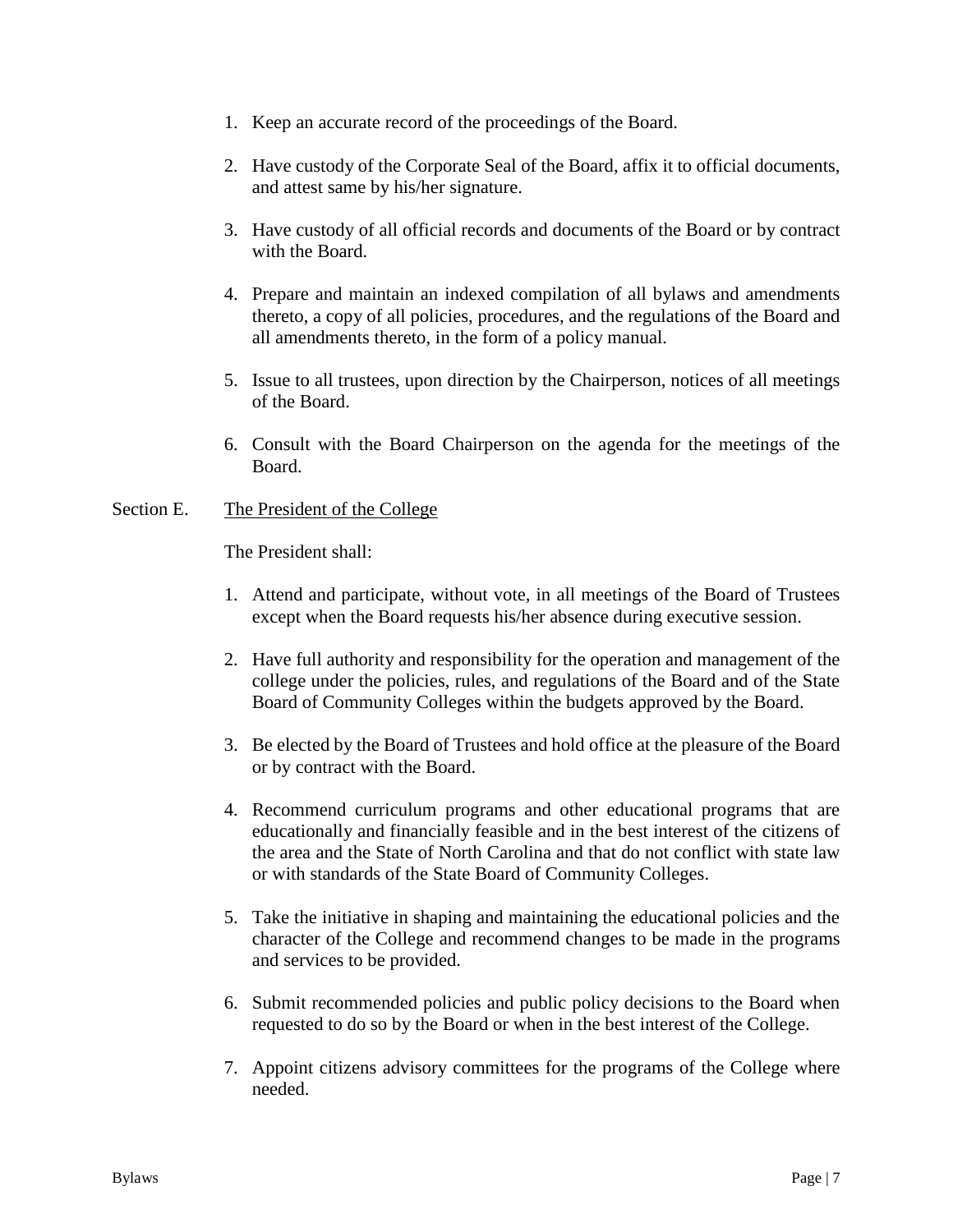1. Keep an accurate record of the proceedings of the Board.

2. Have custody of the Corporate Seal of the Board, affix it to official documents, and attest same by his/her signature.

3. Have custody of all official records and documents of the Board or by contract with the Board.

4. Prepare and maintain an indexed compilation of all bylaws and amendments thereto, a copy of all policies, procedures, and the regulations of the Board and all amendments thereto, in the form of a policy manual.

5. Issue to all trustees, upon direction by the Chairperson, notices of all meetings of the Board.

6. Consult with the Board Chairperson on the agenda for the meetings of the Board.

Section E. <u>The President of the College</u>

The President shall:

1. Attend and participate, without vote, in all meetings of the Board of Trustees except when the Board requests his/her absence during executive session.

2. Have full authority and responsibility for the operation and management of the college under the policies, rules, and regulations of the Board and of the State Board of Community Colleges within the budgets approved by the Board.

3. Be elected by the Board of Trustees and hold office at the pleasure of the Board or by contract with the Board.

4. Recommend curriculum programs and other educational programs that are educationally and financially feasible and in the best interest of the citizens of the area and the State of North Carolina and that do not conflict with state law or with standards of the State Board of Community Colleges.

5. Take the initiative in shaping and maintaining the educational policies and the character of the College and recommend changes to be made in the programs and services to be provided.

6. Submit recommended policies and public policy decisions to the Board when requested to do so by the Board or when in the best interest of the College.

7. Appoint citizens advisory committees for the programs of the College where needed.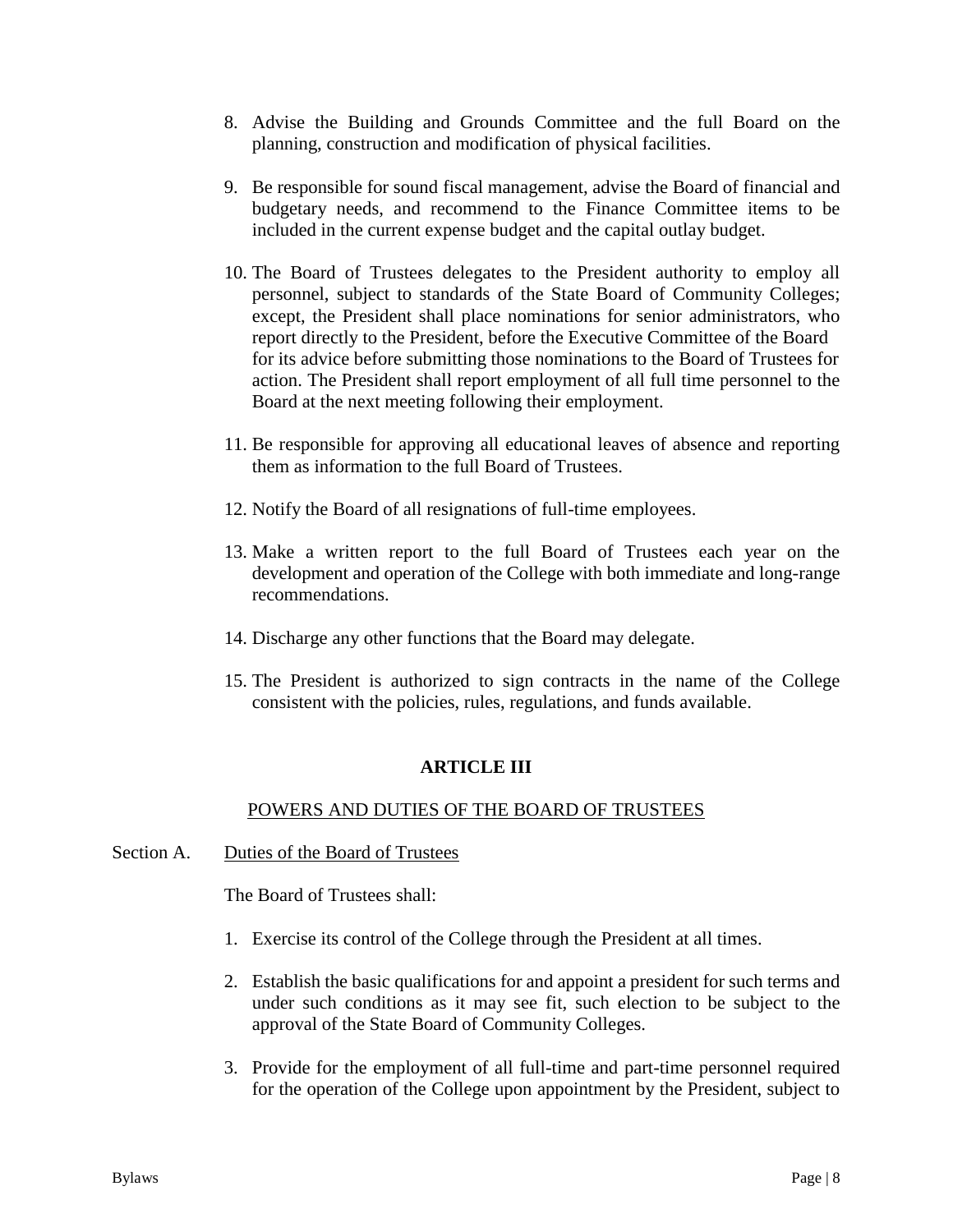8. Advise the Building and Grounds Committee and the full Board on the planning, construction and modification of physical facilities.

9. Be responsible for sound fiscal management, advise the Board of financial and budgetary needs, and recommend to the Finance Committee items to be included in the current expense budget and the capital outlay budget.

10. The Board of Trustees delegates to the President authority to employ all personnel, subject to standards of the State Board of Community Colleges; except, the President shall place nominations for senior administrators, who report directly to the President, before the Executive Committee of the Board for its advice before submitting those nominations to the Board of Trustees for action. The President shall report employment of all full time personnel to the Board at the next meeting following their employment.

11. Be responsible for approving all educational leaves of absence and reporting them as information to the full Board of Trustees.

12. Notify the Board of all resignations of full-time employees.

13. Make a written report to the full Board of Trustees each year on the development and operation of the College with both immediate and long-range recommendations.

14. Discharge any other functions that the Board may delegate.

15. The President is authorized to sign contracts in the name of the College consistent with the policies, rules, regulations, and funds available.

## ARTICLE III

### POWERS AND DUTIES OF THE BOARD OF TRUSTEES

Section A. Duties of the Board of Trustees

The Board of Trustees shall:

1. Exercise its control of the College through the President at all times.

2. Establish the basic qualifications for and appoint a president for such terms and under such conditions as it may see fit, such election to be subject to the approval of the State Board of Community Colleges.

3. Provide for the employment of all full-time and part-time personnel required for the operation of the College upon appointment by the President, subject to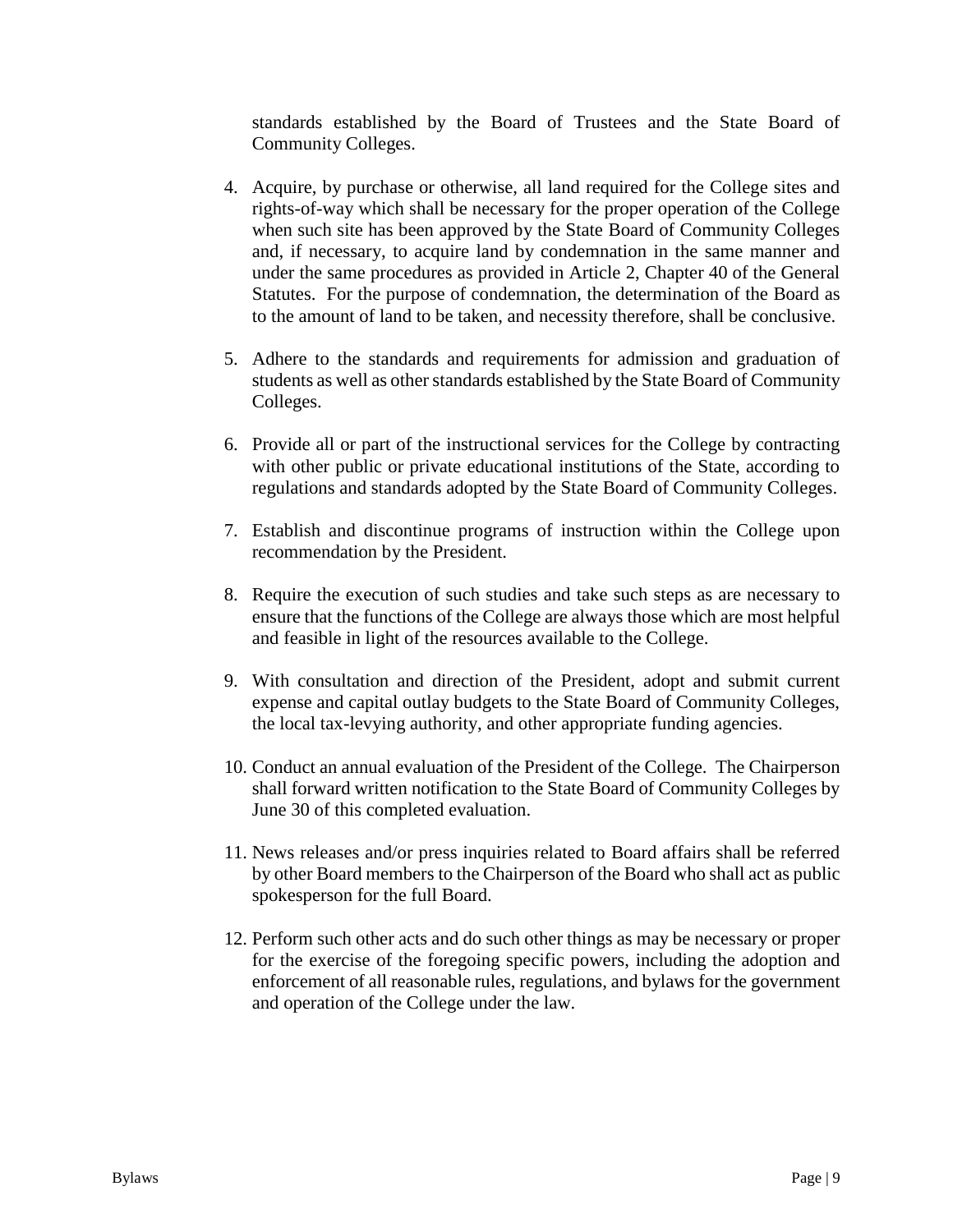standards established by the Board of Trustees and the State Board of Community Colleges.

4. Acquire, by purchase or otherwise, all land required for the College sites and rights-of-way which shall be necessary for the proper operation of the College when such site has been approved by the State Board of Community Colleges and, if necessary, to acquire land by condemnation in the same manner and under the same procedures as provided in Article 2, Chapter 40 of the General Statutes. For the purpose of condemnation, the determination of the Board as to the amount of land to be taken, and necessity therefore, shall be conclusive.

5. Adhere to the standards and requirements for admission and graduation of students as well as other standards established by the State Board of Community Colleges.

6. Provide all or part of the instructional services for the College by contracting with other public or private educational institutions of the State, according to regulations and standards adopted by the State Board of Community Colleges.

7. Establish and discontinue programs of instruction within the College upon recommendation by the President.

8. Require the execution of such studies and take such steps as are necessary to ensure that the functions of the College are always those which are most helpful and feasible in light of the resources available to the College.

9. With consultation and direction of the President, adopt and submit current expense and capital outlay budgets to the State Board of Community Colleges, the local tax-levying authority, and other appropriate funding agencies.

10. Conduct an annual evaluation of the President of the College. The Chairperson shall forward written notification to the State Board of Community Colleges by June 30 of this completed evaluation.

11. News releases and/or press inquiries related to Board affairs shall be referred by other Board members to the Chairperson of the Board who shall act as public spokesperson for the full Board.

12. Perform such other acts and do such other things as may be necessary or proper for the exercise of the foregoing specific powers, including the adoption and enforcement of all reasonable rules, regulations, and bylaws for the government and operation of the College under the law.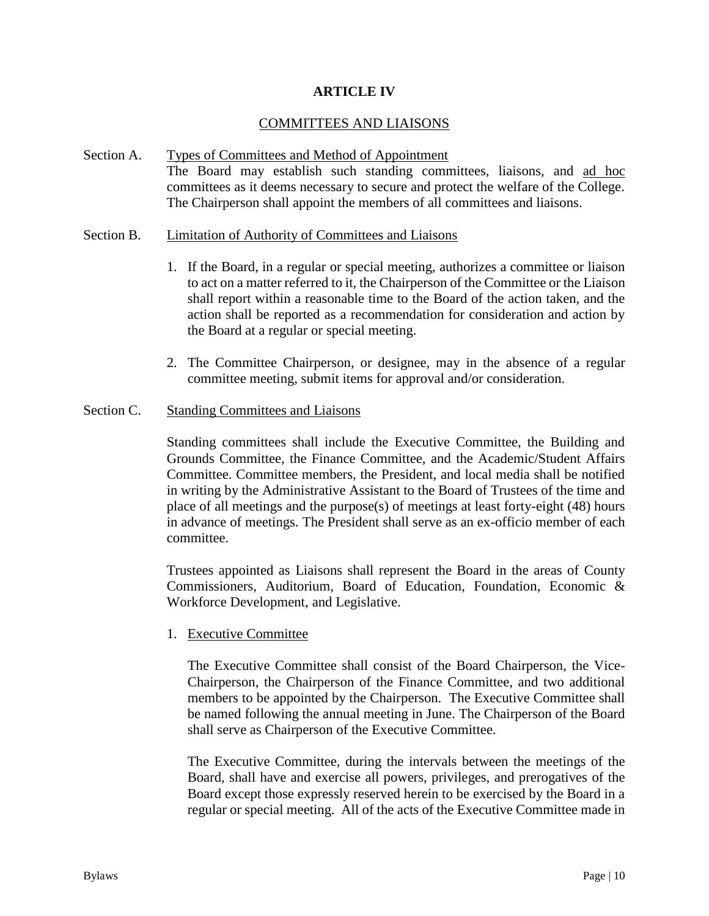# ARTICLE IV

## COMMITTEES AND LIAISONS

Section A. Types of Committees and Method of Appointment

The Board may establish such standing committees, liaisons, and ad hoc committees as it deems necessary to secure and protect the welfare of the College. The Chairperson shall appoint the members of all committees and liaisons.

Section B. Limitation of Authority of Committees and Liaisons

1. If the Board, in a regular or special meeting, authorizes a committee or liaison to act on a matter referred to it, the Chairperson of the Committee or the Liaison shall report within a reasonable time to the Board of the action taken, and the action shall be reported as a recommendation for consideration and action by the Board at a regular or special meeting.

2. The Committee Chairperson, or designee, may in the absence of a regular committee meeting, submit items for approval and/or consideration.

Section C. Standing Committees and Liaisons

Standing committees shall include the Executive Committee, the Building and Grounds Committee, the Finance Committee, and the Academic/Student Affairs Committee. Committee members, the President, and local media shall be notified in writing by the Administrative Assistant to the Board of Trustees of the time and place of all meetings and the purpose(s) of meetings at least forty-eight (48) hours in advance of meetings. The President shall serve as an ex-officio member of each committee.

Trustees appointed as Liaisons shall represent the Board in the areas of County Commissioners, Auditorium, Board of Education, Foundation, Economic & Workforce Development, and Legislative.

1. Executive Committee

   The Executive Committee shall consist of the Board Chairperson, the Vice-Chairperson, the Chairperson of the Finance Committee, and two additional members to be appointed by the Chairperson. The Executive Committee shall be named following the annual meeting in June. The Chairperson of the Board shall serve as Chairperson of the Executive Committee.

   The Executive Committee, during the intervals between the meetings of the Board, shall have and exercise all powers, privileges, and prerogatives of the Board except those expressly reserved herein to be exercised by the Board in a regular or special meeting. All of the acts of the Executive Committee made in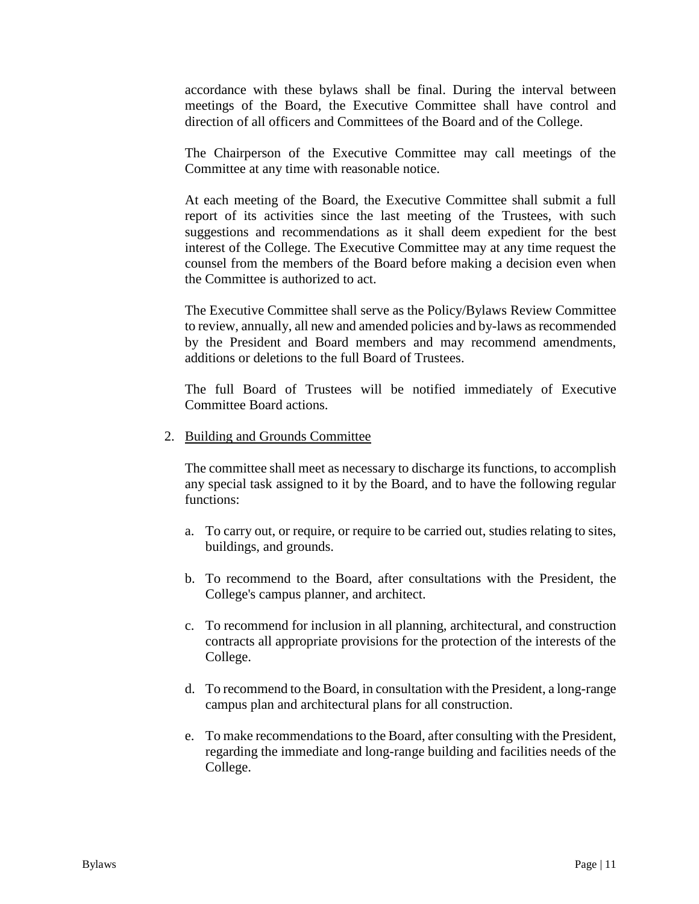accordance with these bylaws shall be final. During the interval between meetings of the Board, the Executive Committee shall have control and direction of all officers and Committees of the Board and of the College.

The Chairperson of the Executive Committee may call meetings of the Committee at any time with reasonable notice.

At each meeting of the Board, the Executive Committee shall submit a full report of its activities since the last meeting of the Trustees, with such suggestions and recommendations as it shall deem expedient for the best interest of the College. The Executive Committee may at any time request the counsel from the members of the Board before making a decision even when the Committee is authorized to act.

The Executive Committee shall serve as the Policy/Bylaws Review Committee to review, annually, all new and amended policies and by-laws as recommended by the President and Board members and may recommend amendments, additions or deletions to the full Board of Trustees.

The full Board of Trustees will be notified immediately of Executive Committee Board actions.

2. <u>Building and Grounds Committee</u>

   The committee shall meet as necessary to discharge its functions, to accomplish any special task assigned to it by the Board, and to have the following regular functions:

   a. To carry out, or require, or require to be carried out, studies relating to sites, buildings, and grounds.

   b. To recommend to the Board, after consultations with the President, the College's campus planner, and architect.

   c. To recommend for inclusion in all planning, architectural, and construction contracts all appropriate provisions for the protection of the interests of the College.

   d. To recommend to the Board, in consultation with the President, a long-range campus plan and architectural plans for all construction.

   e. To make recommendations to the Board, after consulting with the President, regarding the immediate and long-range building and facilities needs of the College.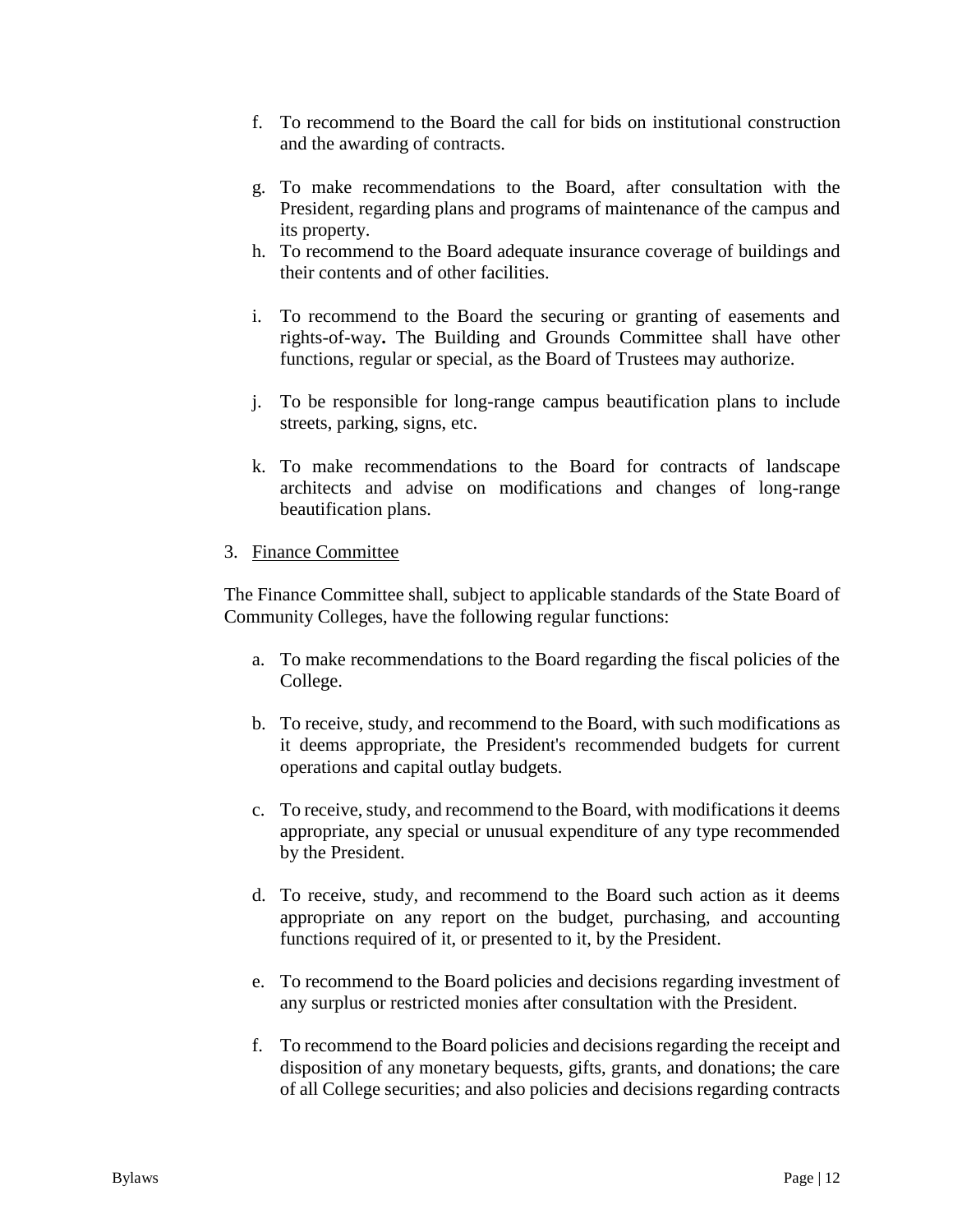f. To recommend to the Board the call for bids on institutional construction and the awarding of contracts.

g. To make recommendations to the Board, after consultation with the President, regarding plans and programs of maintenance of the campus and its property.

h. To recommend to the Board adequate insurance coverage of buildings and their contents and of other facilities.

i. To recommend to the Board the securing or granting of easements and rights-of-way**.** The Building and Grounds Committee shall have other functions, regular or special, as the Board of Trustees may authorize.

j. To be responsible for long-range campus beautification plans to include streets, parking, signs, etc.

k. To make recommendations to the Board for contracts of landscape architects and advise on modifications and changes of long-range beautification plans.

3. <u>Finance Committee</u>

The Finance Committee shall, subject to applicable standards of the State Board of Community Colleges, have the following regular functions:

a. To make recommendations to the Board regarding the fiscal policies of the College.

b. To receive, study, and recommend to the Board, with such modifications as it deems appropriate, the President's recommended budgets for current operations and capital outlay budgets.

c. To receive, study, and recommend to the Board, with modifications it deems appropriate, any special or unusual expenditure of any type recommended by the President.

d. To receive, study, and recommend to the Board such action as it deems appropriate on any report on the budget, purchasing, and accounting functions required of it, or presented to it, by the President.

e. To recommend to the Board policies and decisions regarding investment of any surplus or restricted monies after consultation with the President.

f. To recommend to the Board policies and decisions regarding the receipt and disposition of any monetary bequests, gifts, grants, and donations; the care of all College securities; and also policies and decisions regarding contracts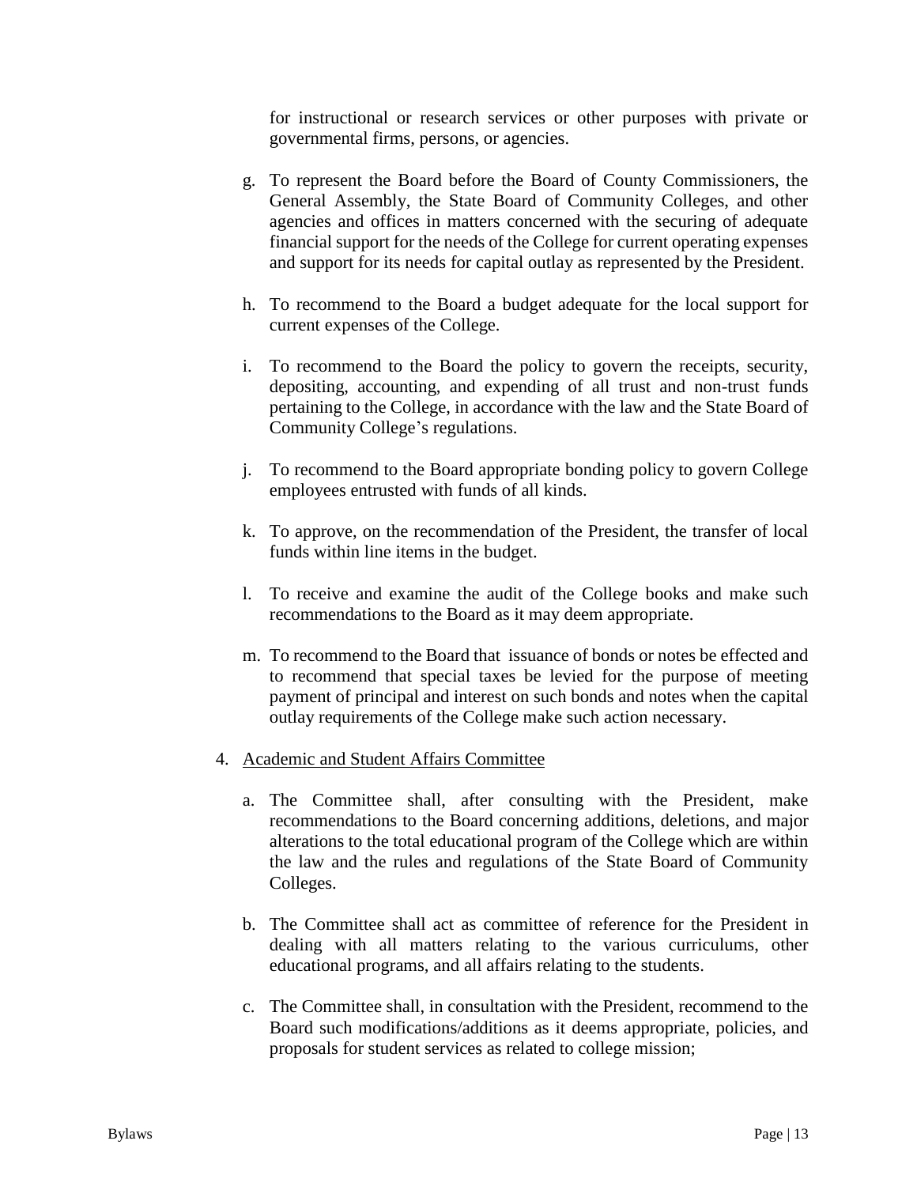for instructional or research services or other purposes with private or governmental firms, persons, or agencies.

g. To represent the Board before the Board of County Commissioners, the General Assembly, the State Board of Community Colleges, and other agencies and offices in matters concerned with the securing of adequate financial support for the needs of the College for current operating expenses and support for its needs for capital outlay as represented by the President.

h. To recommend to the Board a budget adequate for the local support for current expenses of the College.

i. To recommend to the Board the policy to govern the receipts, security, depositing, accounting, and expending of all trust and non-trust funds pertaining to the College, in accordance with the law and the State Board of Community College's regulations.

j. To recommend to the Board appropriate bonding policy to govern College employees entrusted with funds of all kinds.

k. To approve, on the recommendation of the President, the transfer of local funds within line items in the budget.

l. To receive and examine the audit of the College books and make such recommendations to the Board as it may deem appropriate.

m. To recommend to the Board that issuance of bonds or notes be effected and to recommend that special taxes be levied for the purpose of meeting payment of principal and interest on such bonds and notes when the capital outlay requirements of the College make such action necessary.

4. Academic and Student Affairs Committee

   a. The Committee shall, after consulting with the President, make recommendations to the Board concerning additions, deletions, and major alterations to the total educational program of the College which are within the law and the rules and regulations of the State Board of Community Colleges.

   b. The Committee shall act as committee of reference for the President in dealing with all matters relating to the various curriculums, other educational programs, and all affairs relating to the students.

   c. The Committee shall, in consultation with the President, recommend to the Board such modifications/additions as it deems appropriate, policies, and proposals for student services as related to college mission;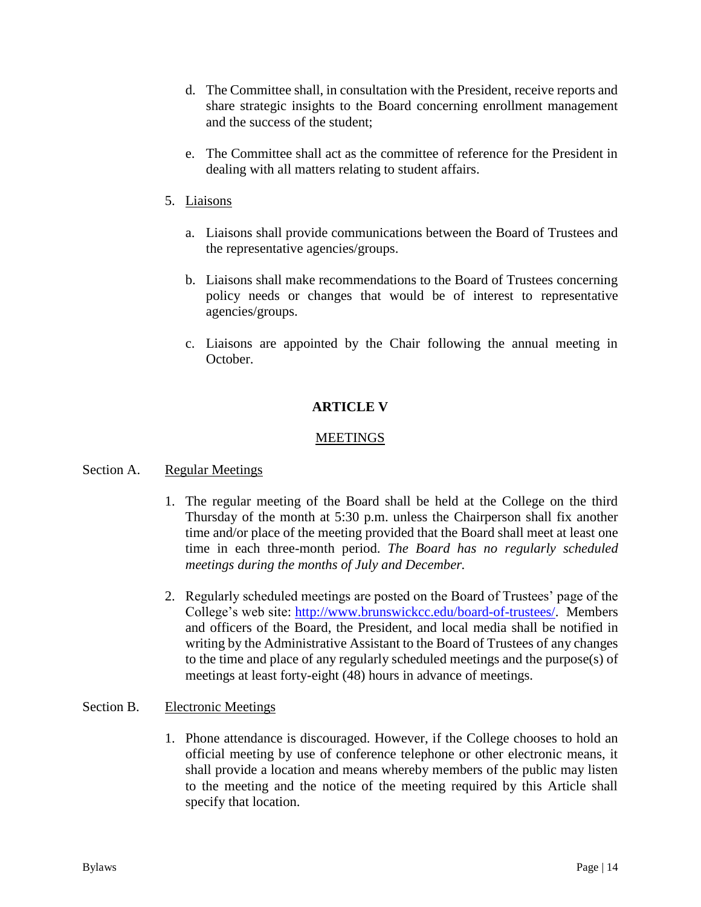d. The Committee shall, in consultation with the President, receive reports and share strategic insights to the Board concerning enrollment management and the success of the student;

e. The Committee shall act as the committee of reference for the President in dealing with all matters relating to student affairs.

5. Liaisons

   a. Liaisons shall provide communications between the Board of Trustees and the representative agencies/groups.

   b. Liaisons shall make recommendations to the Board of Trustees concerning policy needs or changes that would be of interest to representative agencies/groups.

   c. Liaisons are appointed by the Chair following the annual meeting in October.

## ARTICLE V

## MEETINGS

Section A. Regular Meetings

1. The regular meeting of the Board shall be held at the College on the third Thursday of the month at 5:30 p.m. unless the Chairperson shall fix another time and/or place of the meeting provided that the Board shall meet at least one time in each three-month period. *The Board has no regularly scheduled meetings during the months of July and December.*

2. Regularly scheduled meetings are posted on the Board of Trustees' page of the College's web site: http://www.brunswickcc.edu/board-of-trustees/. Members and officers of the Board, the President, and local media shall be notified in writing by the Administrative Assistant to the Board of Trustees of any changes to the time and place of any regularly scheduled meetings and the purpose(s) of meetings at least forty-eight (48) hours in advance of meetings.

Section B. Electronic Meetings

1. Phone attendance is discouraged. However, if the College chooses to hold an official meeting by use of conference telephone or other electronic means, it shall provide a location and means whereby members of the public may listen to the meeting and the notice of the meeting required by this Article shall specify that location.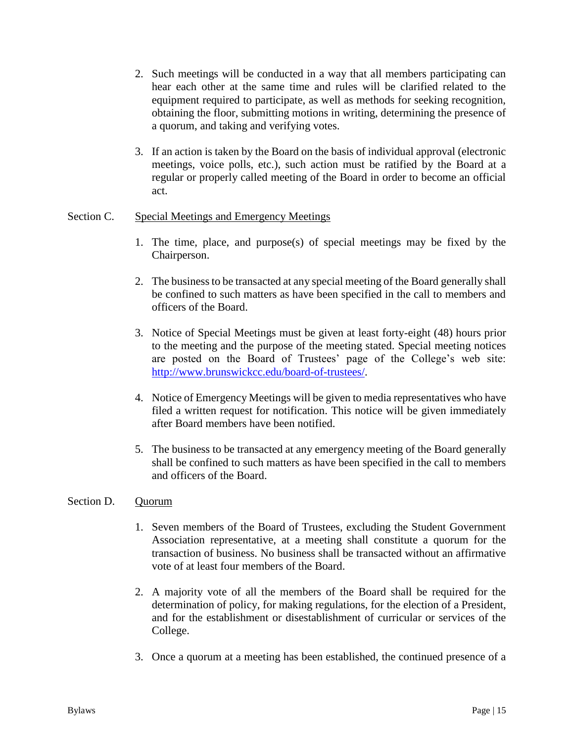2. Such meetings will be conducted in a way that all members participating can hear each other at the same time and rules will be clarified related to the equipment required to participate, as well as methods for seeking recognition, obtaining the floor, submitting motions in writing, determining the presence of a quorum, and taking and verifying votes.

3. If an action is taken by the Board on the basis of individual approval (electronic meetings, voice polls, etc.), such action must be ratified by the Board at a regular or properly called meeting of the Board in order to become an official act.

Section C. Special Meetings and Emergency Meetings

1. The time, place, and purpose(s) of special meetings may be fixed by the Chairperson.

2. The business to be transacted at any special meeting of the Board generally shall be confined to such matters as have been specified in the call to members and officers of the Board.

3. Notice of Special Meetings must be given at least forty-eight (48) hours prior to the meeting and the purpose of the meeting stated. Special meeting notices are posted on the Board of Trustees' page of the College's web site: [http://www.brunswickcc.edu/board-of-trustees/](http://www.brunswickcc.edu/board-of-trustees/).

4. Notice of Emergency Meetings will be given to media representatives who have filed a written request for notification. This notice will be given immediately after Board members have been notified.

5. The business to be transacted at any emergency meeting of the Board generally shall be confined to such matters as have been specified in the call to members and officers of the Board.

Section D. Quorum

1. Seven members of the Board of Trustees, excluding the Student Government Association representative, at a meeting shall constitute a quorum for the transaction of business. No business shall be transacted without an affirmative vote of at least four members of the Board.

2. A majority vote of all the members of the Board shall be required for the determination of policy, for making regulations, for the election of a President, and for the establishment or disestablishment of curricular or services of the College.

3. Once a quorum at a meeting has been established, the continued presence of a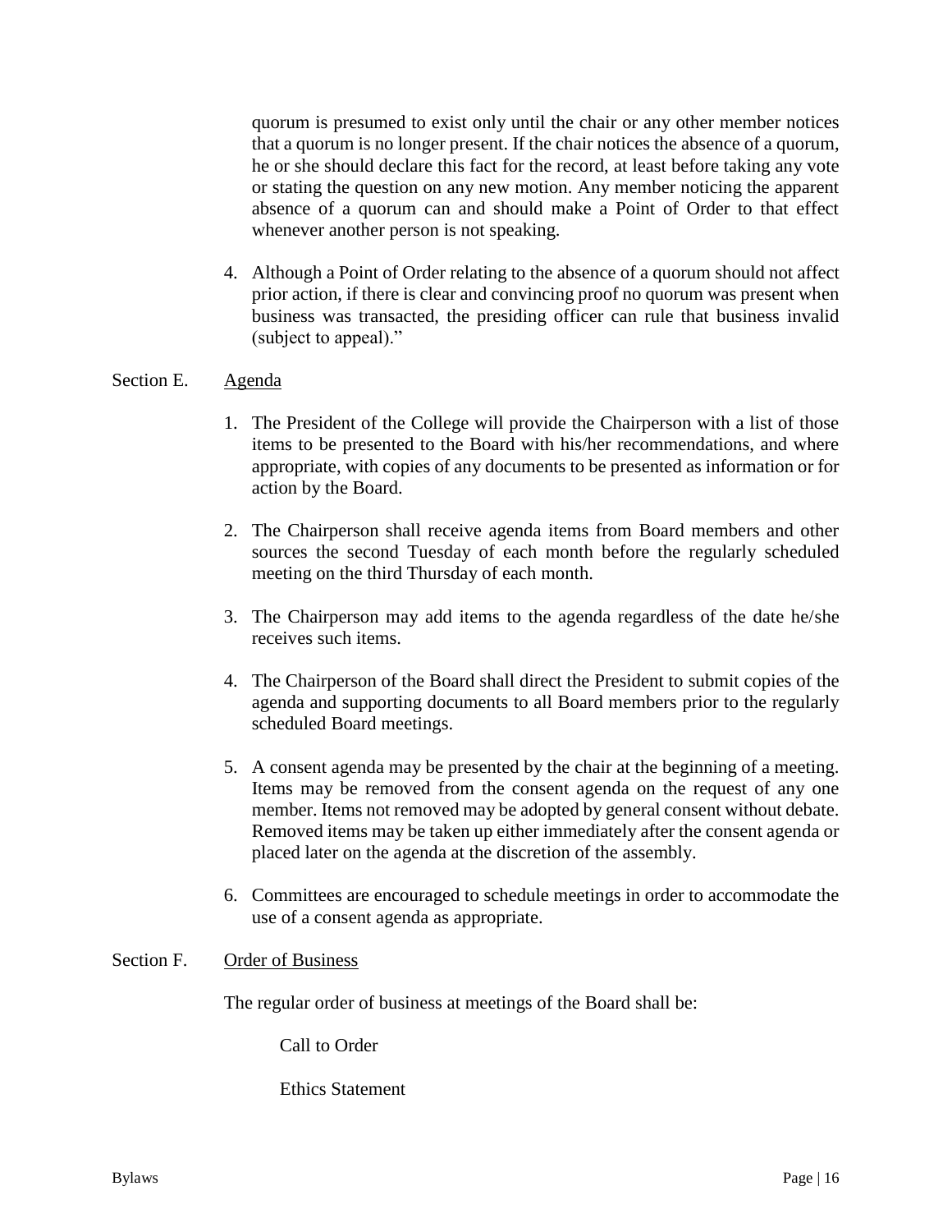quorum is presumed to exist only until the chair or any other member notices that a quorum is no longer present. If the chair notices the absence of a quorum, he or she should declare this fact for the record, at least before taking any vote or stating the question on any new motion. Any member noticing the apparent absence of a quorum can and should make a Point of Order to that effect whenever another person is not speaking.

4. Although a Point of Order relating to the absence of a quorum should not affect prior action, if there is clear and convincing proof no quorum was present when business was transacted, the presiding officer can rule that business invalid (subject to appeal)."

Section E. Agenda

1. The President of the College will provide the Chairperson with a list of those items to be presented to the Board with his/her recommendations, and where appropriate, with copies of any documents to be presented as information or for action by the Board.

2. The Chairperson shall receive agenda items from Board members and other sources the second Tuesday of each month before the regularly scheduled meeting on the third Thursday of each month.

3. The Chairperson may add items to the agenda regardless of the date he/she receives such items.

4. The Chairperson of the Board shall direct the President to submit copies of the agenda and supporting documents to all Board members prior to the regularly scheduled Board meetings.

5. A consent agenda may be presented by the chair at the beginning of a meeting. Items may be removed from the consent agenda on the request of any one member. Items not removed may be adopted by general consent without debate. Removed items may be taken up either immediately after the consent agenda or placed later on the agenda at the discretion of the assembly.

6. Committees are encouraged to schedule meetings in order to accommodate the use of a consent agenda as appropriate.

Section F. Order of Business

The regular order of business at meetings of the Board shall be:

Call to Order

Ethics Statement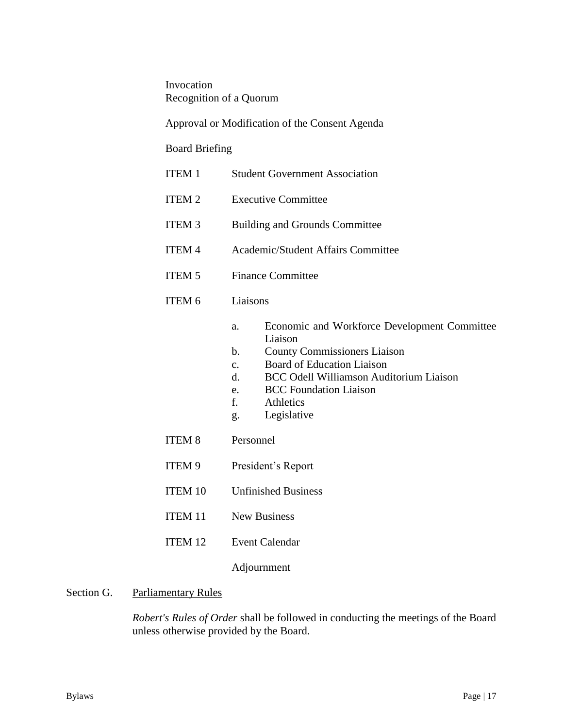Invocation
Recognition of a Quorum

Approval or Modification of the Consent Agenda

Board Briefing

ITEM 1 Student Government Association

ITEM 2 Executive Committee

ITEM 3 Building and Grounds Committee

ITEM 4 Academic/Student Affairs Committee

ITEM 5 Finance Committee

ITEM 6 Liaisons

a. Economic and Workforce Development Committee Liaison
b. County Commissioners Liaison
c. Board of Education Liaison
d. BCC Odell Williamson Auditorium Liaison
e. BCC Foundation Liaison
f. Athletics
g. Legislative

ITEM 8 Personnel

ITEM 9 President's Report

ITEM 10 Unfinished Business

ITEM 11 New Business

ITEM 12 Event Calendar

Adjournment

Section G. Parliamentary Rules

*Robert's Rules of Order* shall be followed in conducting the meetings of the Board unless otherwise provided by the Board.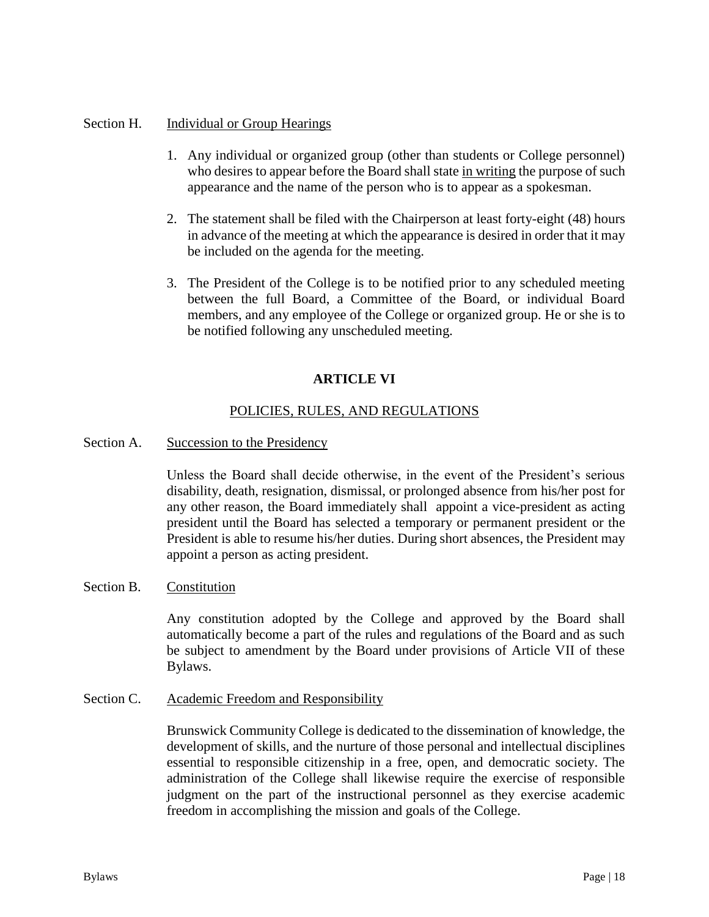Section H. <u>Individual or Group Hearings</u>

1. Any individual or organized group (other than students or College personnel) who desires to appear before the Board shall state <u>in writing</u> the purpose of such appearance and the name of the person who is to appear as a spokesman.

2. The statement shall be filed with the Chairperson at least forty-eight (48) hours in advance of the meeting at which the appearance is desired in order that it may be included on the agenda for the meeting.

3. The President of the College is to be notified prior to any scheduled meeting between the full Board, a Committee of the Board, or individual Board members, and any employee of the College or organized group. He or she is to be notified following any unscheduled meeting.

## ARTICLE VI

### POLICIES, RULES, AND REGULATIONS

Section A. <u>Succession to the Presidency</u>

Unless the Board shall decide otherwise, in the event of the President's serious disability, death, resignation, dismissal, or prolonged absence from his/her post for any other reason, the Board immediately shall appoint a vice-president as acting president until the Board has selected a temporary or permanent president or the President is able to resume his/her duties. During short absences, the President may appoint a person as acting president.

Section B. <u>Constitution</u>

Any constitution adopted by the College and approved by the Board shall automatically become a part of the rules and regulations of the Board and as such be subject to amendment by the Board under provisions of Article VII of these Bylaws.

Section C. <u>Academic Freedom and Responsibility</u>

Brunswick Community College is dedicated to the dissemination of knowledge, the development of skills, and the nurture of those personal and intellectual disciplines essential to responsible citizenship in a free, open, and democratic society. The administration of the College shall likewise require the exercise of responsible judgment on the part of the instructional personnel as they exercise academic freedom in accomplishing the mission and goals of the College.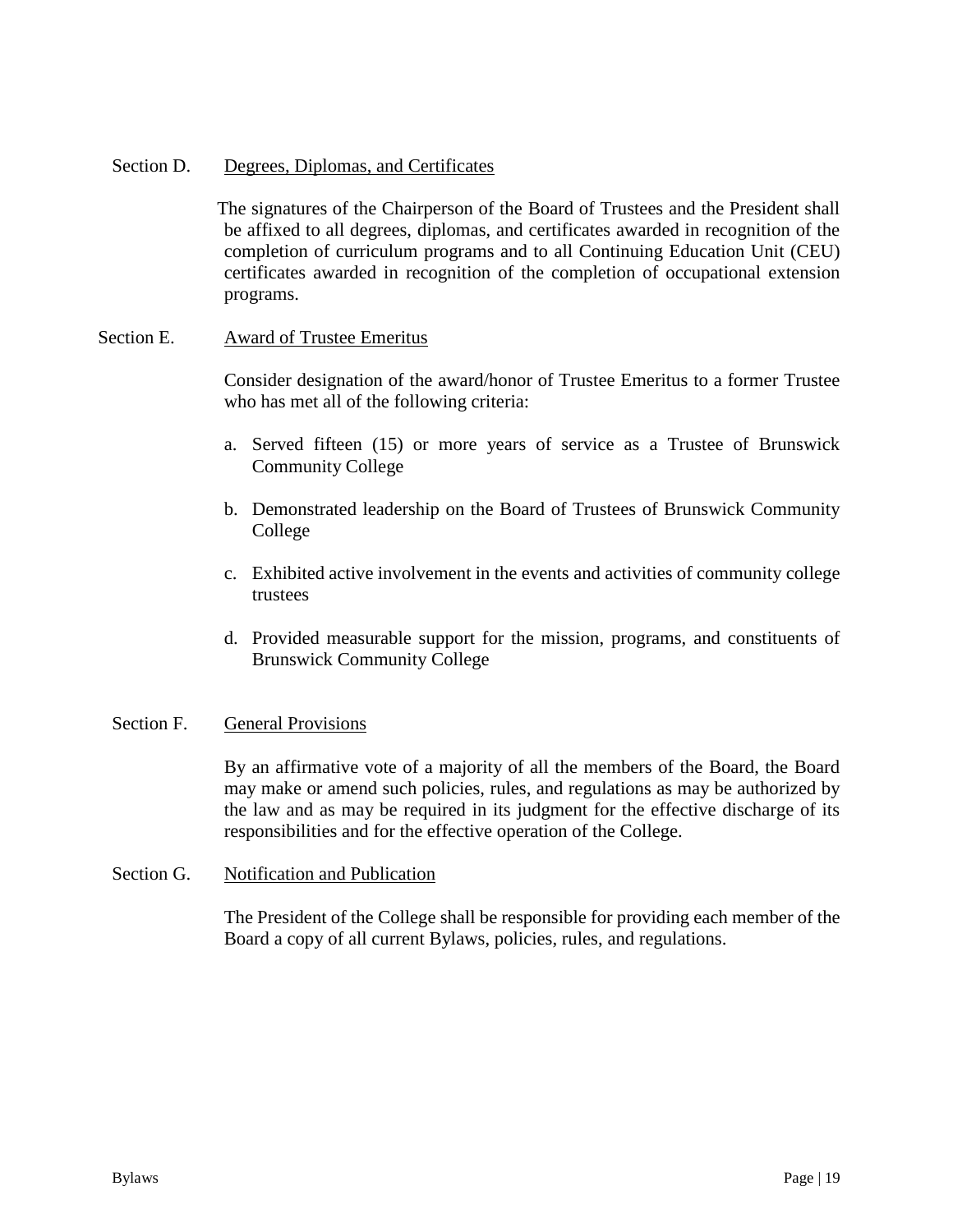Section D. <u>Degrees, Diplomas, and Certificates</u>

The signatures of the Chairperson of the Board of Trustees and the President shall be affixed to all degrees, diplomas, and certificates awarded in recognition of the completion of curriculum programs and to all Continuing Education Unit (CEU) certificates awarded in recognition of the completion of occupational extension programs.

Section E. <u>Award of Trustee Emeritus</u>

Consider designation of the award/honor of Trustee Emeritus to a former Trustee who has met all of the following criteria:

a. Served fifteen (15) or more years of service as a Trustee of Brunswick Community College

b. Demonstrated leadership on the Board of Trustees of Brunswick Community College

c. Exhibited active involvement in the events and activities of community college trustees

d. Provided measurable support for the mission, programs, and constituents of Brunswick Community College

Section F. <u>General Provisions</u>

By an affirmative vote of a majority of all the members of the Board, the Board may make or amend such policies, rules, and regulations as may be authorized by the law and as may be required in its judgment for the effective discharge of its responsibilities and for the effective operation of the College.

Section G. <u>Notification and Publication</u>

The President of the College shall be responsible for providing each member of the Board a copy of all current Bylaws, policies, rules, and regulations.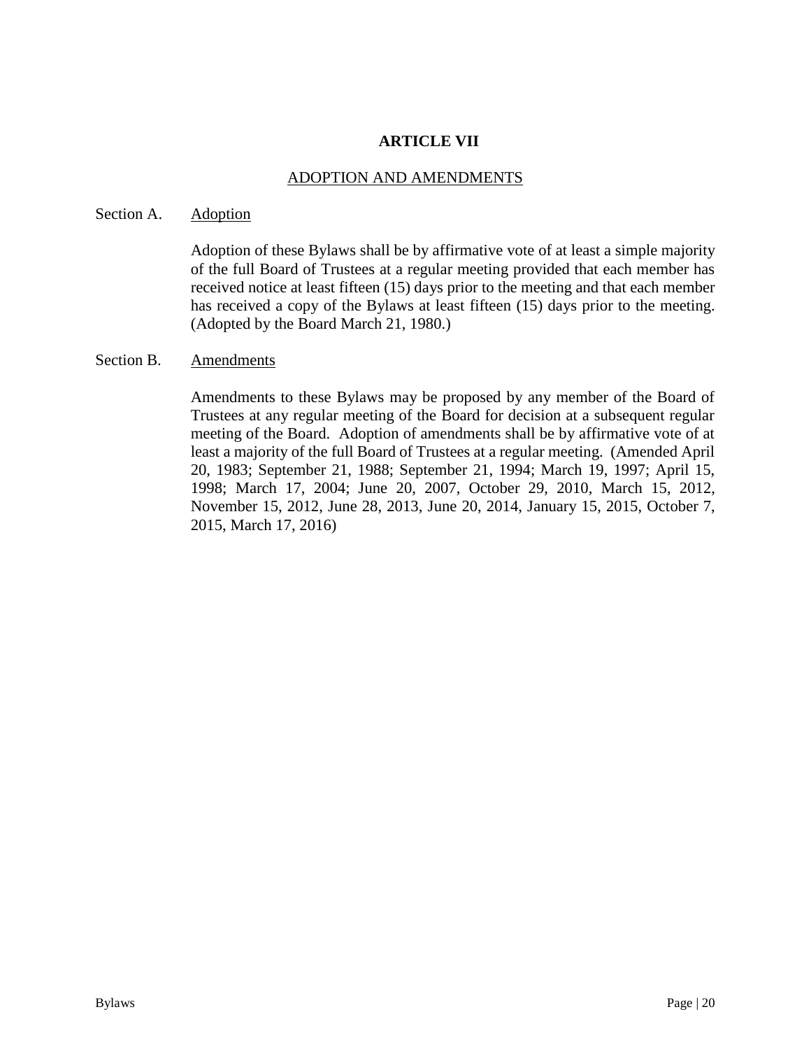# ARTICLE VII

## ADOPTION AND AMENDMENTS

Section A. Adoption

Adoption of these Bylaws shall be by affirmative vote of at least a simple majority of the full Board of Trustees at a regular meeting provided that each member has received notice at least fifteen (15) days prior to the meeting and that each member has received a copy of the Bylaws at least fifteen (15) days prior to the meeting. (Adopted by the Board March 21, 1980.)

Section B. Amendments

Amendments to these Bylaws may be proposed by any member of the Board of Trustees at any regular meeting of the Board for decision at a subsequent regular meeting of the Board. Adoption of amendments shall be by affirmative vote of at least a majority of the full Board of Trustees at a regular meeting. (Amended April 20, 1983; September 21, 1988; September 21, 1994; March 19, 1997; April 15, 1998; March 17, 2004; June 20, 2007, October 29, 2010, March 15, 2012, November 15, 2012, June 28, 2013, June 20, 2014, January 15, 2015, October 7, 2015, March 17, 2016)